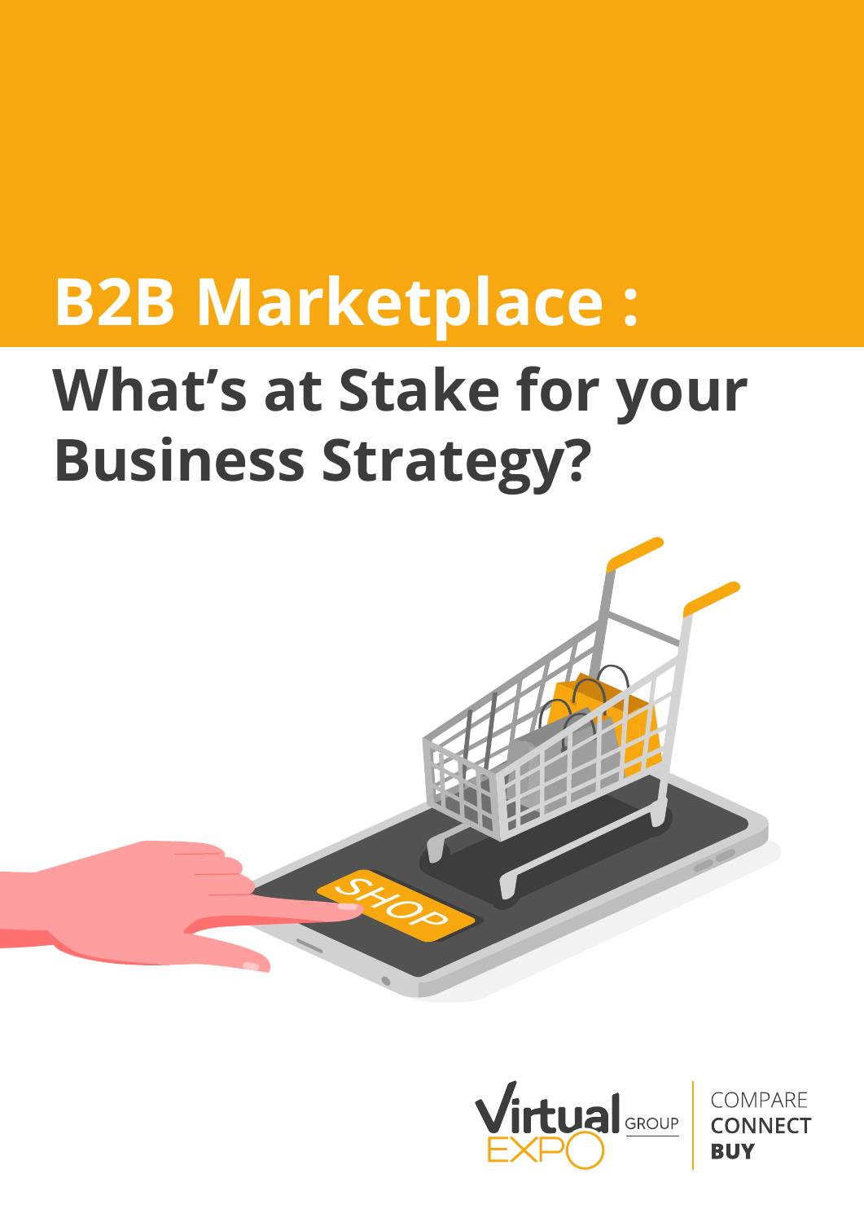# B2B Marketplace : What's at Stake for your Business Strategy?

Virtual EXPO GROUP

COMPARE
CONNECT
BUY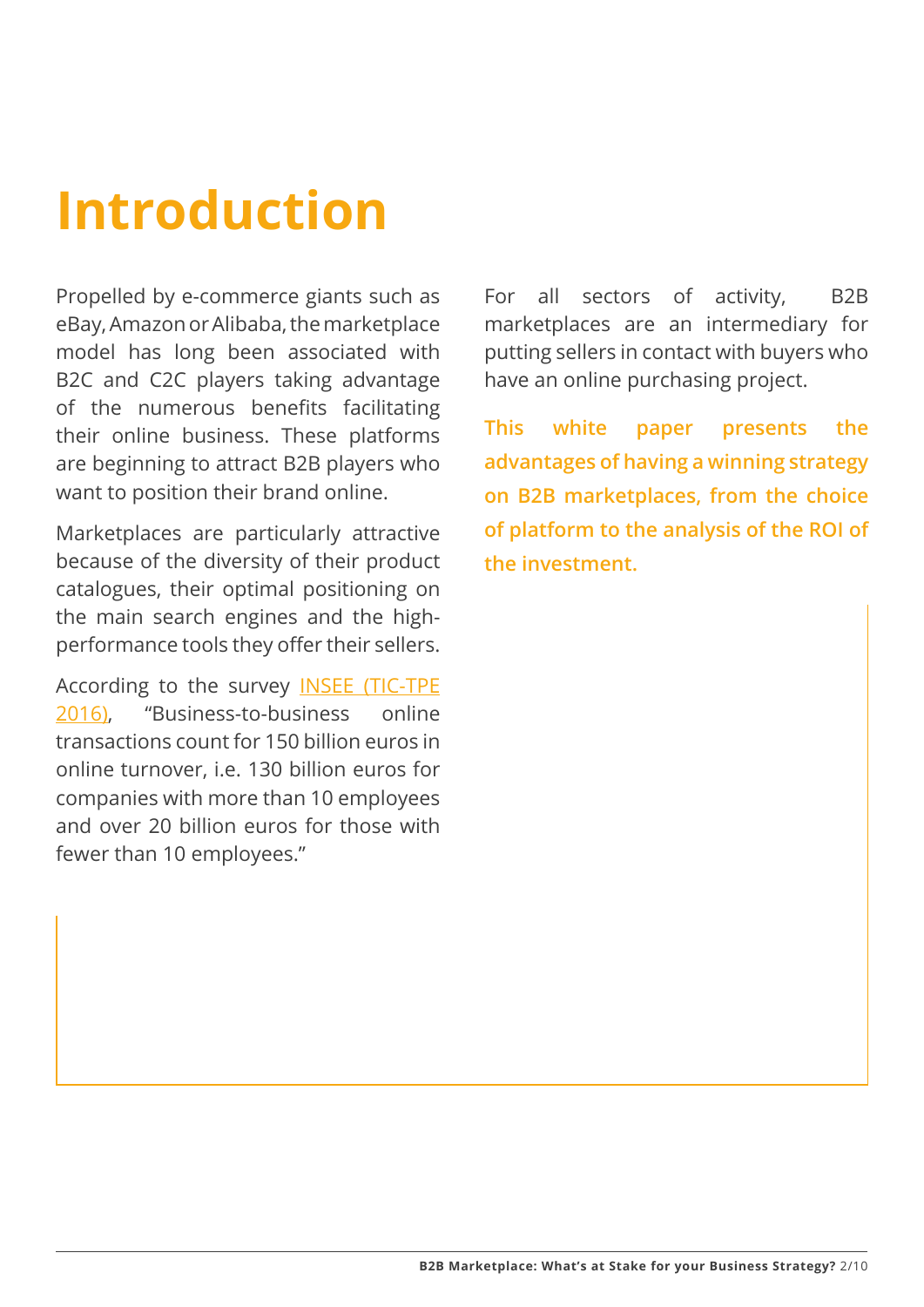# Introduction

Propelled by e-commerce giants such as eBay, Amazon or Alibaba, the marketplace model has long been associated with B2C and C2C players taking advantage of the numerous benefits facilitating their online business. These platforms are beginning to attract B2B players who want to position their brand online.

Marketplaces are particularly attractive because of the diversity of their product catalogues, their optimal positioning on the main search engines and the high-performance tools they offer their sellers.

According to the survey INSEE (TIC-TPE 2016), "Business-to-business online transactions count for 150 billion euros in online turnover, i.e. 130 billion euros for companies with more than 10 employees and over 20 billion euros for those with fewer than 10 employees."

For all sectors of activity, B2B marketplaces are an intermediary for putting sellers in contact with buyers who have an online purchasing project.

**This white paper presents the advantages of having a winning strategy on B2B marketplaces, from the choice of platform to the analysis of the ROI of the investment.**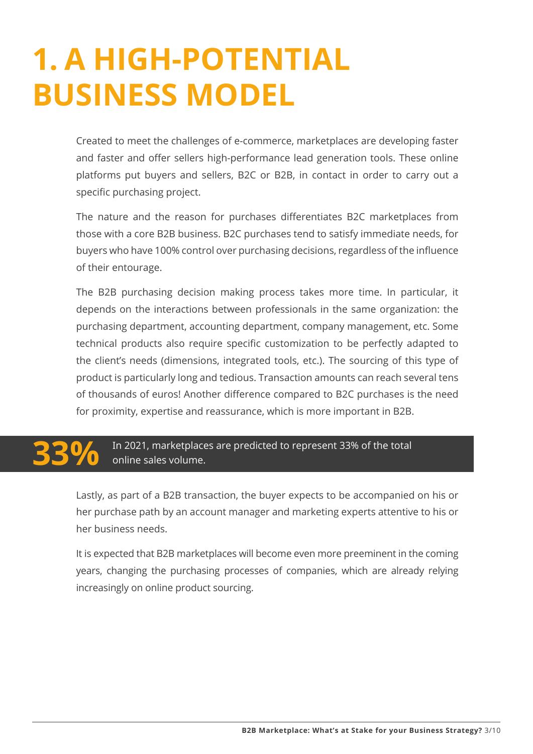# 1. A HIGH-POTENTIAL BUSINESS MODEL

Created to meet the challenges of e-commerce, marketplaces are developing faster and faster and offer sellers high-performance lead generation tools. These online platforms put buyers and sellers, B2C or B2B, in contact in order to carry out a specific purchasing project.

The nature and the reason for purchases differentiates B2C marketplaces from those with a core B2B business. B2C purchases tend to satisfy immediate needs, for buyers who have 100% control over purchasing decisions, regardless of the influence of their entourage.

The B2B purchasing decision making process takes more time. In particular, it depends on the interactions between professionals in the same organization: the purchasing department, accounting department, company management, etc. Some technical products also require specific customization to be perfectly adapted to the client's needs (dimensions, integrated tools, etc.). The sourcing of this type of product is particularly long and tedious. Transaction amounts can reach several tens of thousands of euros! Another difference compared to B2C purchases is the need for proximity, expertise and reassurance, which is more important in B2B.

**33%** In 2021, marketplaces are predicted to represent 33% of the total online sales volume.

Lastly, as part of a B2B transaction, the buyer expects to be accompanied on his or her purchase path by an account manager and marketing experts attentive to his or her business needs.

It is expected that B2B marketplaces will become even more preeminent in the coming years, changing the purchasing processes of companies, which are already relying increasingly on online product sourcing.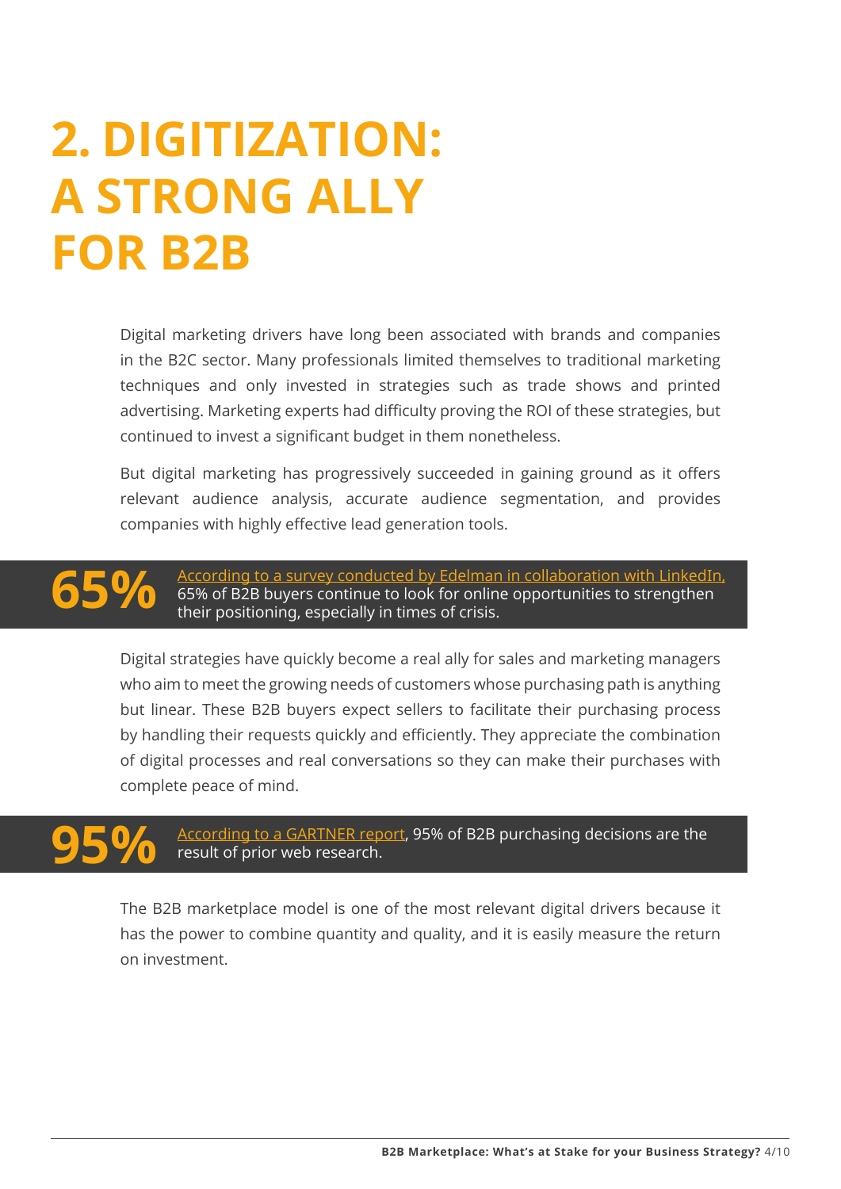# 2. DIGITIZATION: A STRONG ALLY FOR B2B

Digital marketing drivers have long been associated with brands and companies in the B2C sector. Many professionals limited themselves to traditional marketing techniques and only invested in strategies such as trade shows and printed advertising. Marketing experts had difficulty proving the ROI of these strategies, but continued to invest a significant budget in them nonetheless.

But digital marketing has progressively succeeded in gaining ground as it offers relevant audience analysis, accurate audience segmentation, and provides companies with highly effective lead generation tools.

**65%** According to a survey conducted by Edelman in collaboration with LinkedIn, 65% of B2B buyers continue to look for online opportunities to strengthen their positioning, especially in times of crisis.

Digital strategies have quickly become a real ally for sales and marketing managers who aim to meet the growing needs of customers whose purchasing path is anything but linear. These B2B buyers expect sellers to facilitate their purchasing process by handling their requests quickly and efficiently. They appreciate the combination of digital processes and real conversations so they can make their purchases with complete peace of mind.

**95%** According to a GARTNER report, 95% of B2B purchasing decisions are the result of prior web research.

The B2B marketplace model is one of the most relevant digital drivers because it has the power to combine quantity and quality, and it is easily measure the return on investment.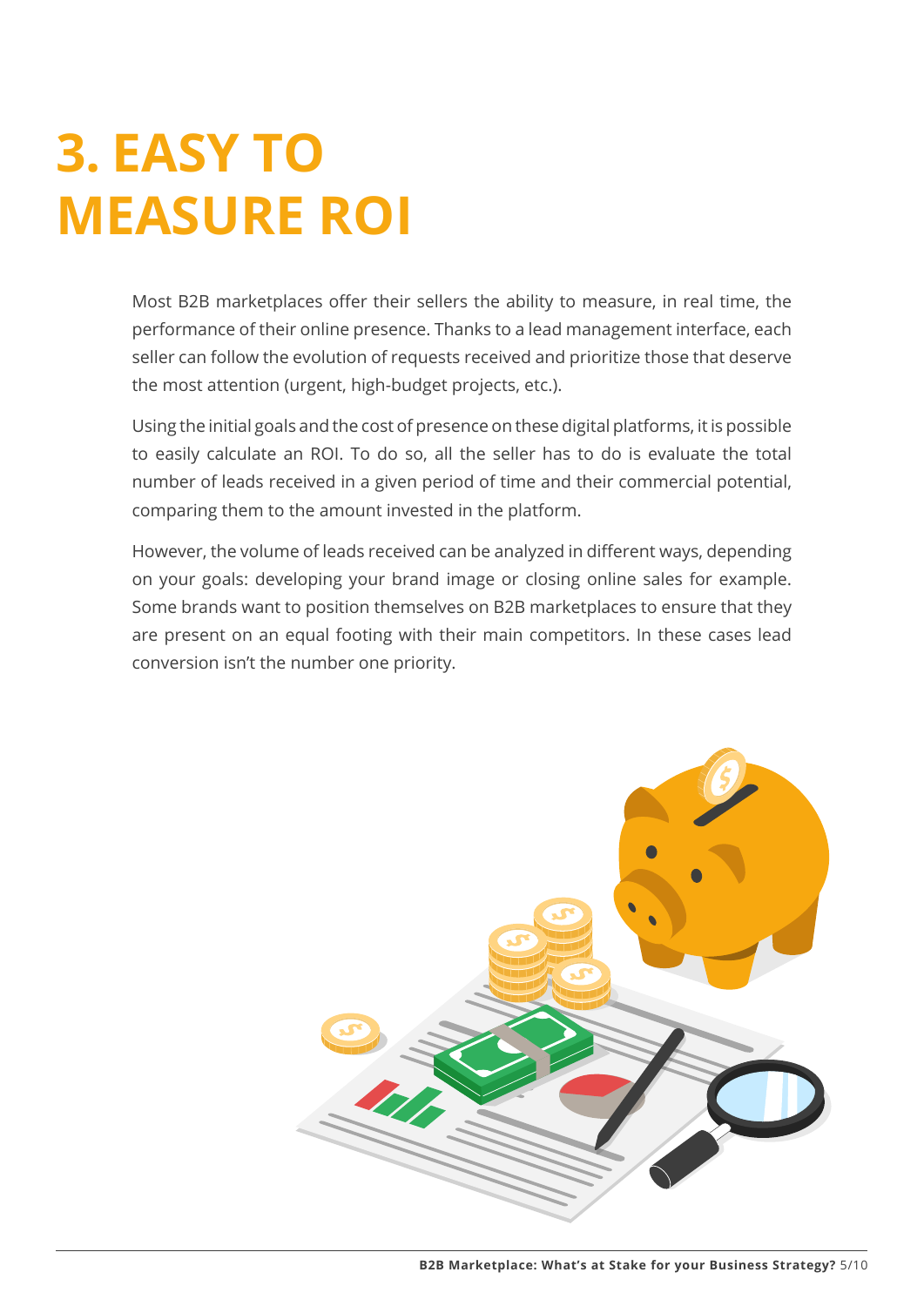# 3. EASY TO MEASURE ROI

Most B2B marketplaces offer their sellers the ability to measure, in real time, the performance of their online presence. Thanks to a lead management interface, each seller can follow the evolution of requests received and prioritize those that deserve the most attention (urgent, high-budget projects, etc.).

Using the initial goals and the cost of presence on these digital platforms, it is possible to easily calculate an ROI. To do so, all the seller has to do is evaluate the total number of leads received in a given period of time and their commercial potential, comparing them to the amount invested in the platform.

However, the volume of leads received can be analyzed in different ways, depending on your goals: developing your brand image or closing online sales for example. Some brands want to position themselves on B2B marketplaces to ensure that they are present on an equal footing with their main competitors. In these cases lead conversion isn't the number one priority.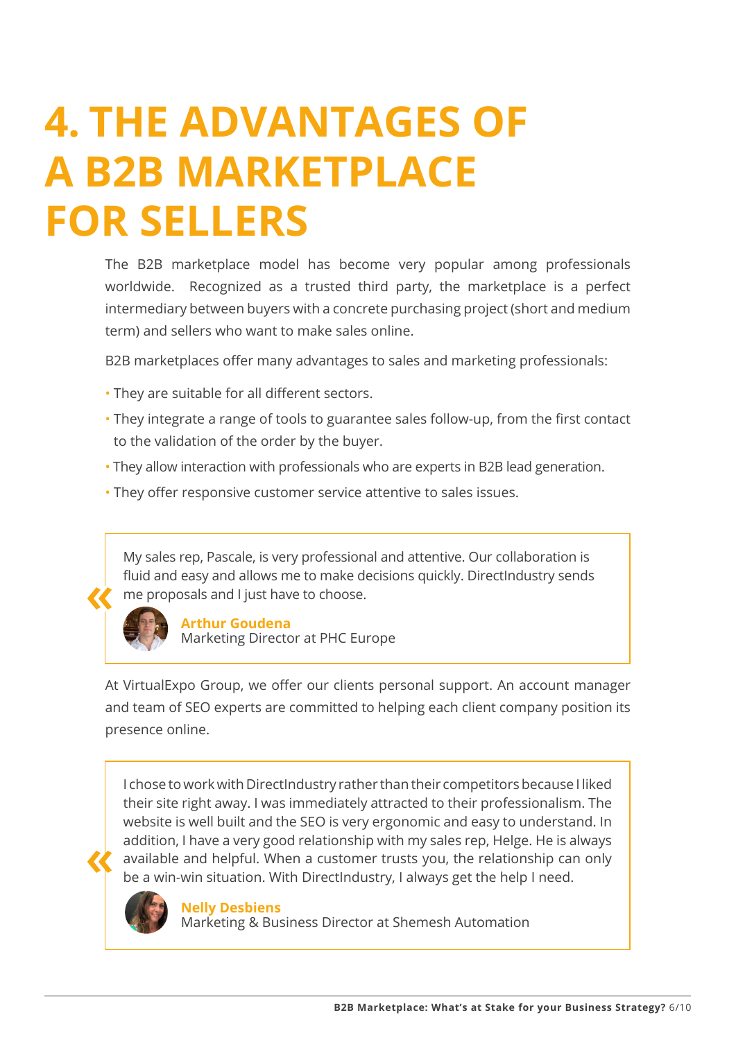# 4. THE ADVANTAGES OF A B2B MARKETPLACE FOR SELLERS

The B2B marketplace model has become very popular among professionals worldwide. Recognized as a trusted third party, the marketplace is a perfect intermediary between buyers with a concrete purchasing project (short and medium term) and sellers who want to make sales online.

B2B marketplaces offer many advantages to sales and marketing professionals:

- They are suitable for all different sectors.
- They integrate a range of tools to guarantee sales follow-up, from the first contact to the validation of the order by the buyer.
- They allow interaction with professionals who are experts in B2B lead generation.
- They offer responsive customer service attentive to sales issues.

> My sales rep, Pascale, is very professional and attentive. Our collaboration is fluid and easy and allows me to make decisions quickly. DirectIndustry sends me proposals and I just have to choose.
>
> **Arthur Goudena**
> Marketing Director at PHC Europe

At VirtualExpo Group, we offer our clients personal support. An account manager and team of SEO experts are committed to helping each client company position its presence online.

> I chose to work with DirectIndustry rather than their competitors because I liked their site right away. I was immediately attracted to their professionalism. The website is well built and the SEO is very ergonomic and easy to understand. In addition, I have a very good relationship with my sales rep, Helge. He is always available and helpful. When a customer trusts you, the relationship can only be a win-win situation. With DirectIndustry, I always get the help I need.
>
> **Nelly Desbiens**
> Marketing & Business Director at Shemesh Automation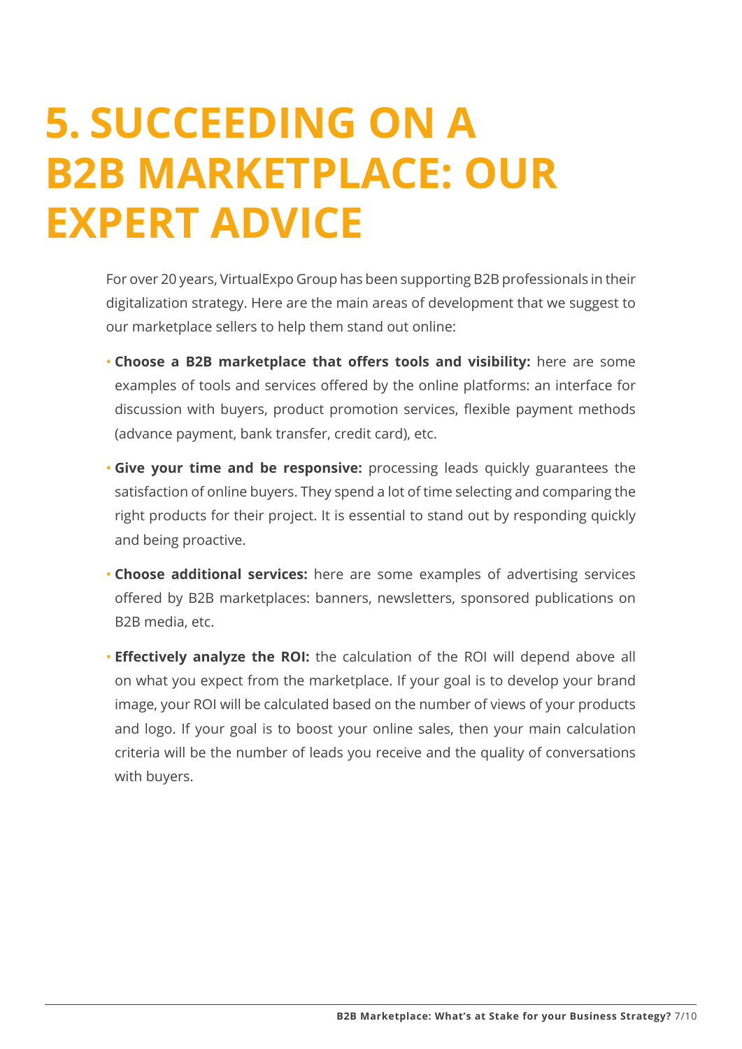# 5. SUCCEEDING ON A B2B MARKETPLACE: OUR EXPERT ADVICE

For over 20 years, VirtualExpo Group has been supporting B2B professionals in their digitalization strategy. Here are the main areas of development that we suggest to our marketplace sellers to help them stand out online:

- **Choose a B2B marketplace that offers tools and visibility:** here are some examples of tools and services offered by the online platforms: an interface for discussion with buyers, product promotion services, flexible payment methods (advance payment, bank transfer, credit card), etc.
- **Give your time and be responsive:** processing leads quickly guarantees the satisfaction of online buyers. They spend a lot of time selecting and comparing the right products for their project. It is essential to stand out by responding quickly and being proactive.
- **Choose additional services:** here are some examples of advertising services offered by B2B marketplaces: banners, newsletters, sponsored publications on B2B media, etc.
- **Effectively analyze the ROI:** the calculation of the ROI will depend above all on what you expect from the marketplace. If your goal is to develop your brand image, your ROI will be calculated based on the number of views of your products and logo. If your goal is to boost your online sales, then your main calculation criteria will be the number of leads you receive and the quality of conversations with buyers.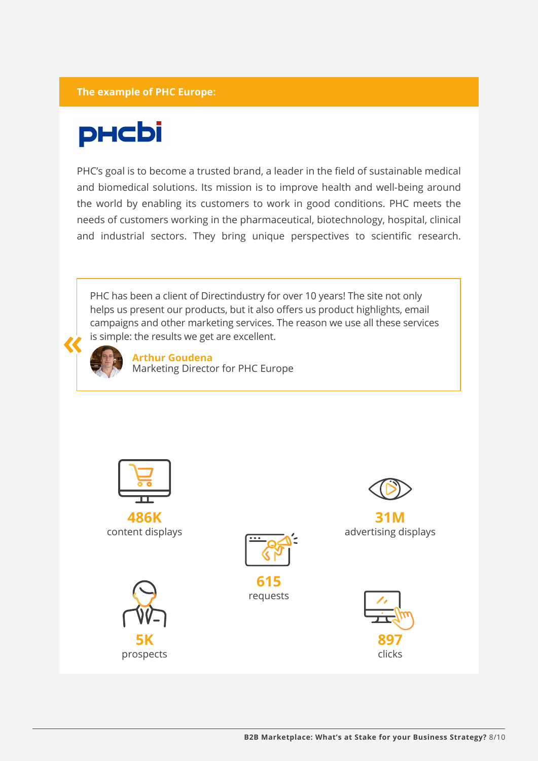## The example of PHC Europe:

PHC's goal is to become a trusted brand, a leader in the field of sustainable medical and biomedical solutions. Its mission is to improve health and well-being around the world by enabling its customers to work in good conditions. PHC meets the needs of customers working in the pharmaceutical, biotechnology, hospital, clinical and industrial sectors. They bring unique perspectives to scientific research.

> PHC has been a client of Directindustry for over 10 years! The site not only helps us present our products, but it also offers us product highlights, email campaigns and other marketing services. The reason we use all these services is simple: the results we get are excellent.
>
> **Arthur Goudena**
> Marketing Director for PHC Europe

**486K**
content displays

**31M**
advertising displays

**615**
requests

**5K**
prospects

**897**
clicks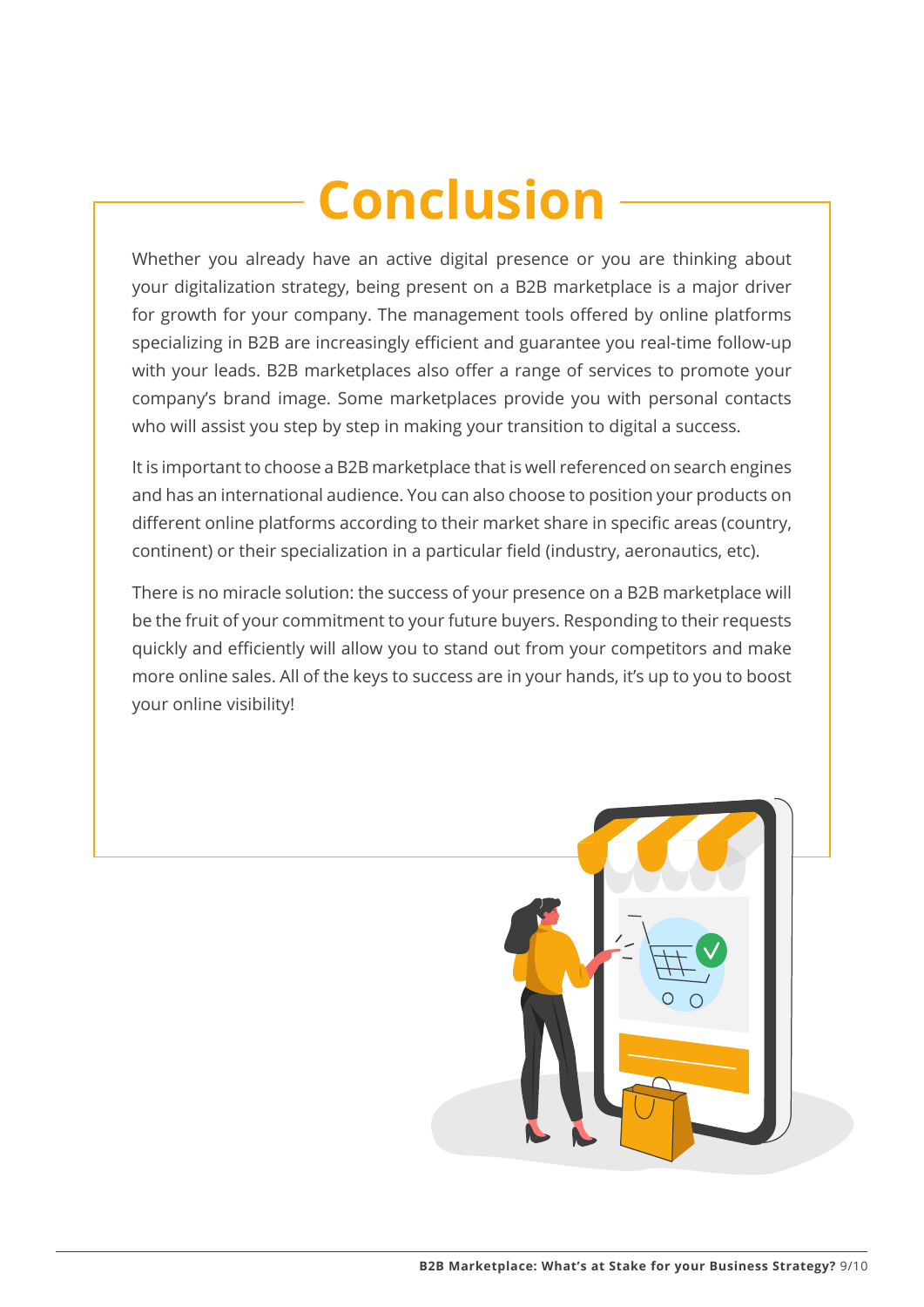# Conclusion

Whether you already have an active digital presence or you are thinking about your digitalization strategy, being present on a B2B marketplace is a major driver for growth for your company. The management tools offered by online platforms specializing in B2B are increasingly efficient and guarantee you real-time follow-up with your leads. B2B marketplaces also offer a range of services to promote your company's brand image. Some marketplaces provide you with personal contacts who will assist you step by step in making your transition to digital a success.

It is important to choose a B2B marketplace that is well referenced on search engines and has an international audience. You can also choose to position your products on different online platforms according to their market share in specific areas (country, continent) or their specialization in a particular field (industry, aeronautics, etc).

There is no miracle solution: the success of your presence on a B2B marketplace will be the fruit of your commitment to your future buyers. Responding to their requests quickly and efficiently will allow you to stand out from your competitors and make more online sales. All of the keys to success are in your hands, it's up to you to boost your online visibility!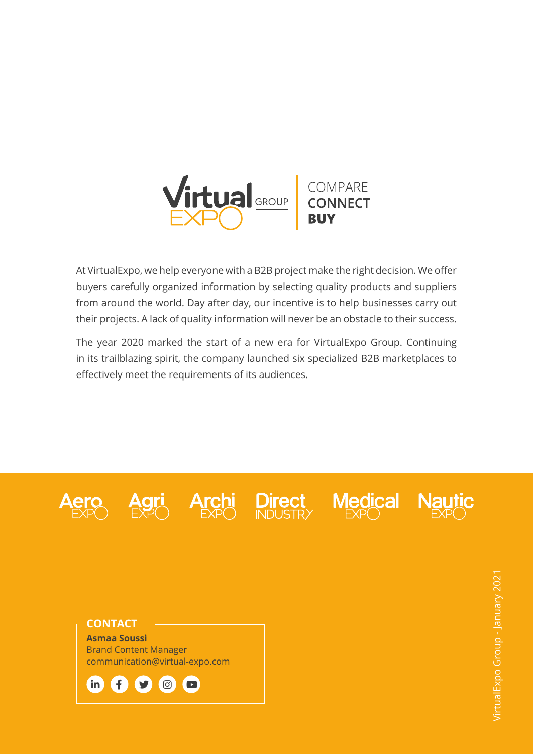VirtualExpo GROUP

COMPARE
**CONNECT**
**BUY**

At VirtualExpo, we help everyone with a B2B project make the right decision. We offer buyers carefully organized information by selecting quality products and suppliers from around the world. Day after day, our incentive is to help businesses carry out their projects. A lack of quality information will never be an obstacle to their success.

The year 2020 marked the start of a new era for VirtualExpo Group. Continuing in its trailblazing spirit, the company launched six specialized B2B marketplaces to effectively meet the requirements of its audiences.

AeroEXPO AgriEXPO ArchiEXPO DirectINDUSTRY MedicalEXPO NauticEXPO

**CONTACT**

**Asmaa Soussi**
Brand Content Manager
communication@virtual-expo.com

VirtualExpo Group - January 2021